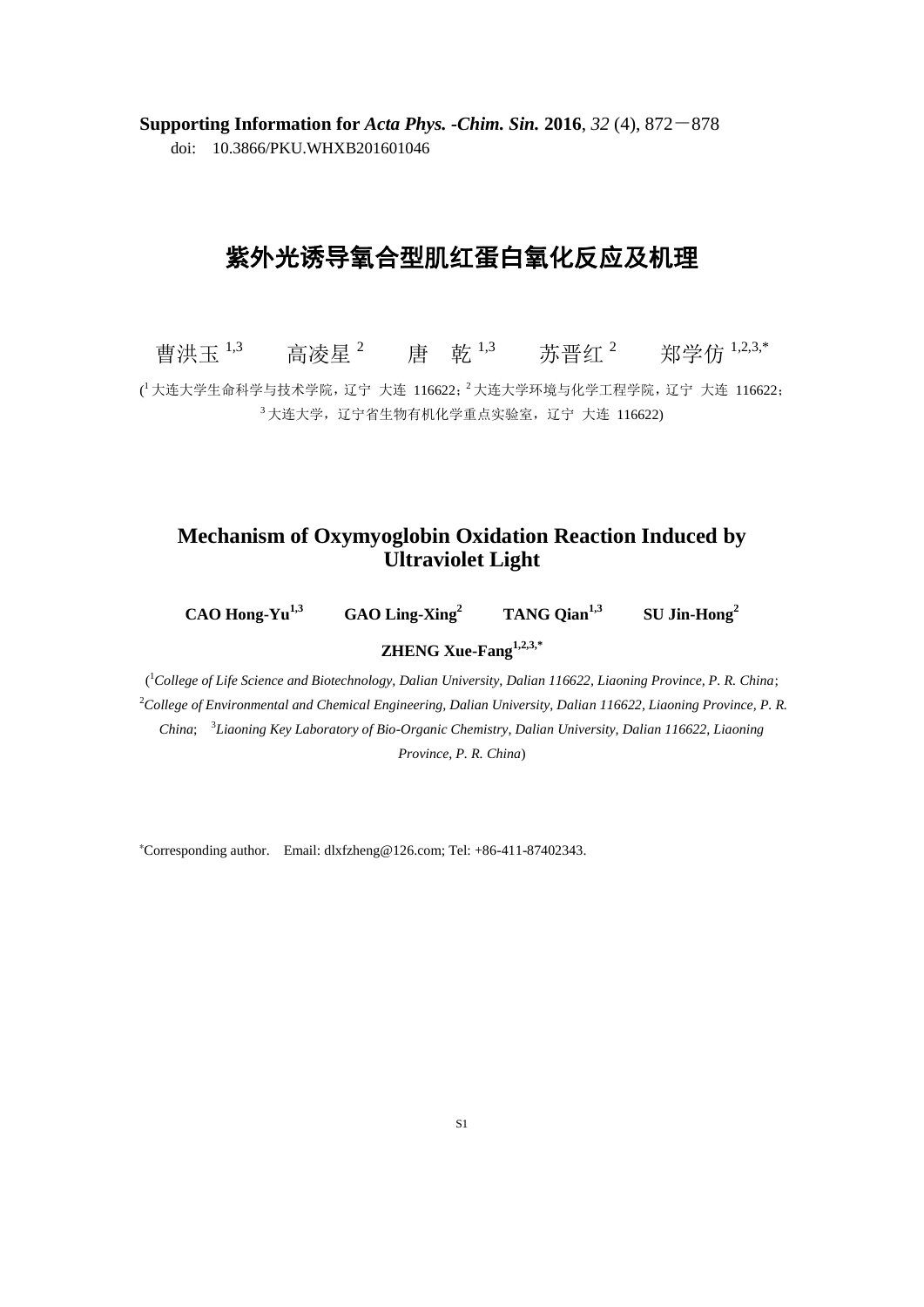**Supporting Information for** ***Acta Phys. -Chim. Sin.*** **2016**, *32* (4), 872－878

doi: 10.3866/PKU.WHXB201601046

# 紫外光诱导氧合型肌红蛋白氧化反应及机理

曹洪玉 [1,3]　　高凌星 [2]　　唐　乾 [1,3]　　苏晋红 [2]　　郑学仿 [1,2,3,*]

([1] 大连大学生命科学与技术学院，辽宁 大连 116622；[2] 大连大学环境与化学工程学院，辽宁 大连 116622；[3] 大连大学，辽宁省生物有机化学重点实验室，辽宁 大连 116622)

# Mechanism of Oxymyoglobin Oxidation Reaction Induced by Ultraviolet Light

**CAO Hong-Yu[1,3]**　　**GAO Ling-Xing[2]**　　**TANG Qian[1,3]**　　**SU Jin-Hong[2]**

**ZHENG Xue-Fang[1,2,3,*]**

([1]*College of Life Science and Biotechnology, Dalian University, Dalian 116622, Liaoning Province, P. R. China*; [2]*College of Environmental and Chemical Engineering, Dalian University, Dalian 116622, Liaoning Province, P. R. China*; [3]*Liaoning Key Laboratory of Bio-Organic Chemistry, Dalian University, Dalian 116622, Liaoning Province, P. R. China*)

[*]Corresponding author. Email: dlxfzheng@126.com; Tel: +86-411-87402343.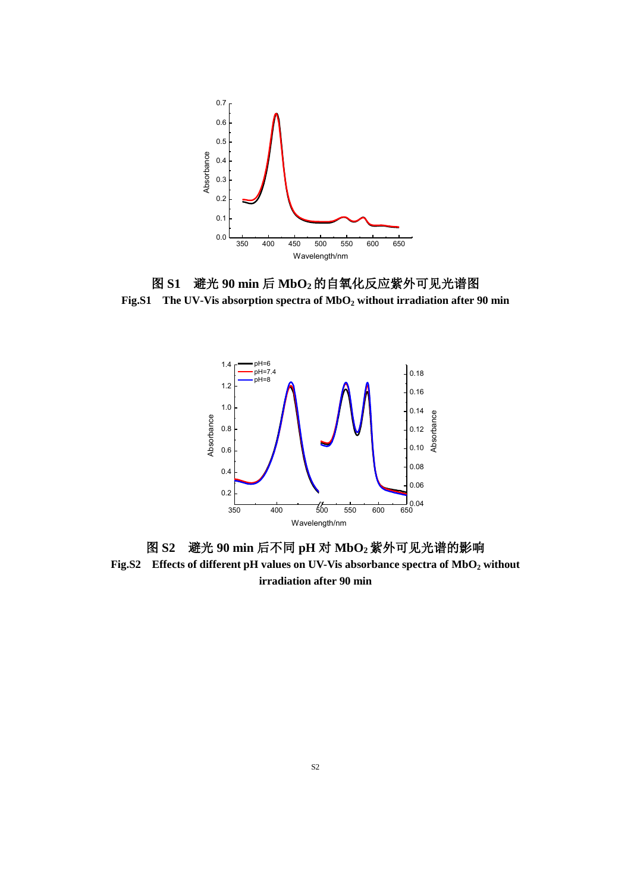**图 S1 避光 90 min 后 $MbO_2$ 的自氧化反应紫外可见光谱图**

**Fig.S1 The UV-Vis absorption spectra of $MbO_2$ without irradiation after 90 min**

**图 S2 避光 90 min 后不同 pH 对 $MbO_2$ 紫外可见光谱的影响**

**Fig.S2 Effects of different pH values on UV-Vis absorbance spectra of $MbO_2$ without irradiation after 90 min**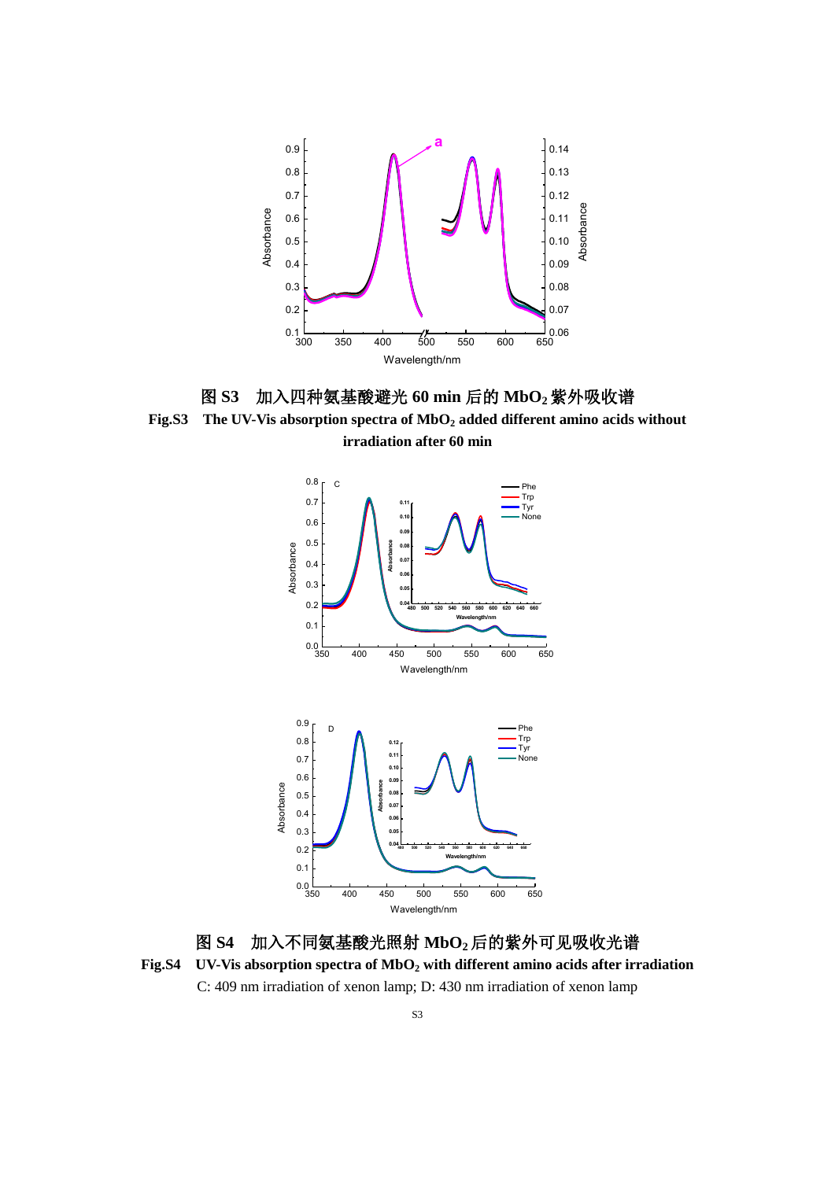0.9
0.8
0.7
0.6
0.5
0.4
0.3
0.2
0.1
300 350 400 500 550 600 650
a
0.14
0.13
0.12
0.11
0.10
0.09
0.08
0.07
0.06
Absorbance
Absorbance
Wavelength/nm

**图 S3 加入四种氨基酸避光 60 min 后的 $MbO_2$ 紫外吸收谱**

**Fig.S3 The UV-Vis absorption spectra of $MbO_2$ added different amino acids without irradiation after 60 min**

C
Phe
Trp
Tyr
None
0.8
0.7
0.6
0.5
0.4
0.3
0.2
0.1
0.0
350 400 450 500 550 600 650
Absorbance
Wavelength/nm
0.11
0.10
0.09
0.08
0.07
0.06
0.05
0.04
480 500 520 540 560 580 600 620 640 660
Absorbance
Wavelength/nm

D
Phe
Trp
Tyr
None
0.9
0.8
0.7
0.6
0.5
0.4
0.3
0.2
0.1
0.0
350 400 450 500 550 600 650
Absorbance
Wavelength/nm
0.12
0.11
0.10
0.09
0.08
0.07
0.06
0.05
0.04
480 500 520 540 560 580 600 620 640 660
Absorbance
Wavelength/nm

**图 S4 加入不同氨基酸光照射 $MbO_2$ 后的紫外可见吸收光谱**

**Fig.S4 UV-Vis absorption spectra of $MbO_2$ with different amino acids after irradiation**

C: 409 nm irradiation of xenon lamp; D: 430 nm irradiation of xenon lamp